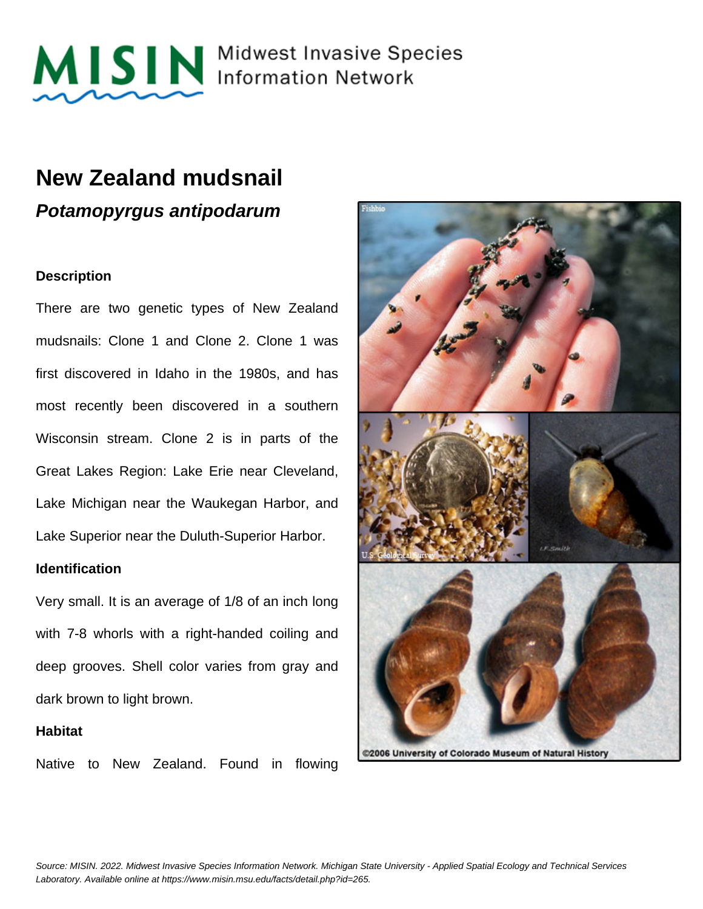MISIN Midwest Invasive Species Information Network

# New Zealand mudsnail

## *Potamopyrgus antipodarum*

### Description

There are two genetic types of New Zealand mudsnails: Clone 1 and Clone 2. Clone 1 was first discovered in Idaho in the 1980s, and has most recently been discovered in a southern Wisconsin stream. Clone 2 is in parts of the Great Lakes Region: Lake Erie near Cleveland, Lake Michigan near the Waukegan Harbor, and Lake Superior near the Duluth-Superior Harbor.

### Identification

Very small. It is an average of 1/8 of an inch long with 7-8 whorls with a right-handed coiling and deep grooves. Shell color varies from gray and dark brown to light brown.

### Habitat

Native to New Zealand. Found in flowing

*Source: MISIN. 2022. Midwest Invasive Species Information Network. Michigan State University - Applied Spatial Ecology and Technical Services Laboratory. Available online at https://www.misin.msu.edu/facts/detail.php?id=265.*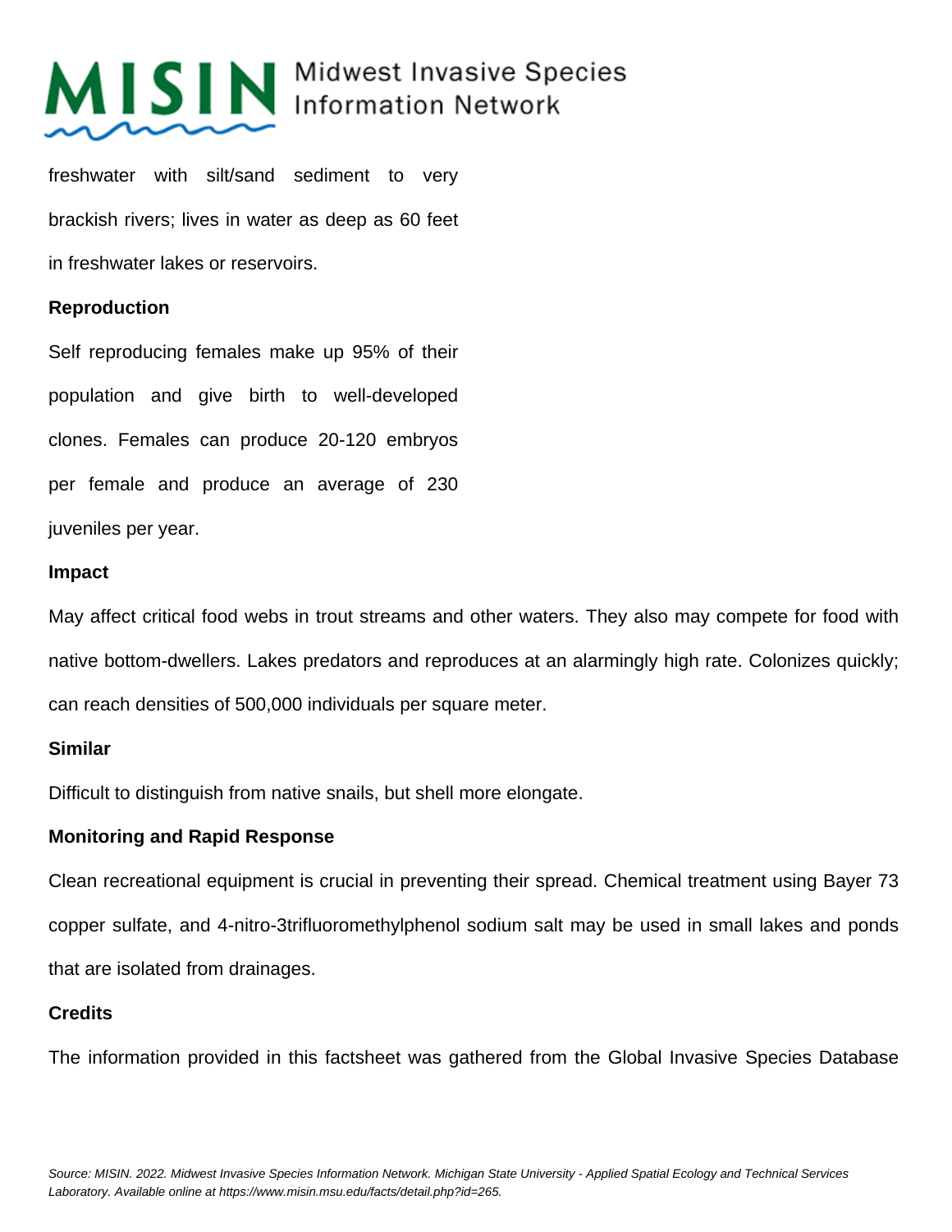freshwater with silt/sand sediment to very brackish rivers; lives in water as deep as 60 feet in freshwater lakes or reservoirs.

**Reproduction**

Self reproducing females make up 95% of their population and give birth to well-developed clones. Females can produce 20-120 embryos per female and produce an average of 230 juveniles per year.

**Impact**

May affect critical food webs in trout streams and other waters. They also may compete for food with native bottom-dwellers. Lakes predators and reproduces at an alarmingly high rate. Colonizes quickly; can reach densities of 500,000 individuals per square meter.

**Similar**

Difficult to distinguish from native snails, but shell more elongate.

**Monitoring and Rapid Response**

Clean recreational equipment is crucial in preventing their spread. Chemical treatment using Bayer 73 copper sulfate, and 4-nitro-3trifluoromethylphenol sodium salt may be used in small lakes and ponds that are isolated from drainages.

**Credits**

The information provided in this factsheet was gathered from the Global Invasive Species Database

*Source: MISIN. 2022. Midwest Invasive Species Information Network. Michigan State University - Applied Spatial Ecology and Technical Services Laboratory. Available online at https://www.misin.msu.edu/facts/detail.php?id=265.*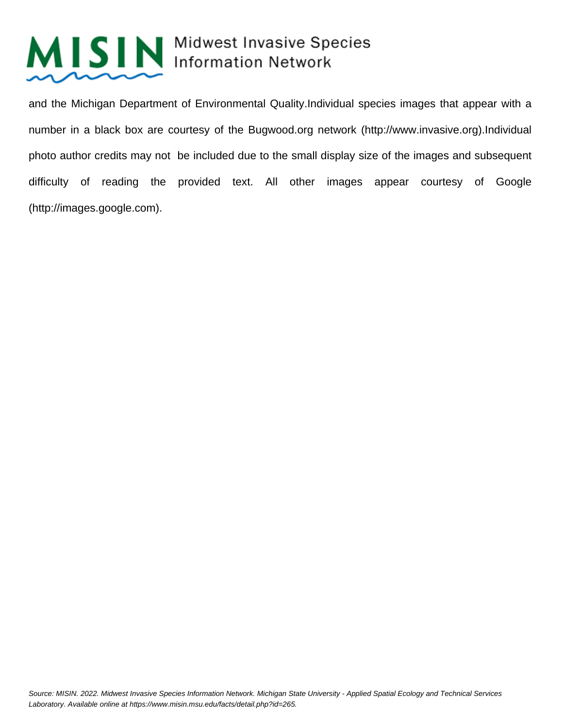and the Michigan Department of Environmental Quality.Individual species images that appear with a number in a black box are courtesy of the Bugwood.org network (http://www.invasive.org).Individual photo author credits may not be included due to the small display size of the images and subsequent difficulty of reading the provided text. All other images appear courtesy of Google (http://images.google.com).

*Source: MISIN. 2022. Midwest Invasive Species Information Network. Michigan State University - Applied Spatial Ecology and Technical Services Laboratory. Available online at https://www.misin.msu.edu/facts/detail.php?id=265.*